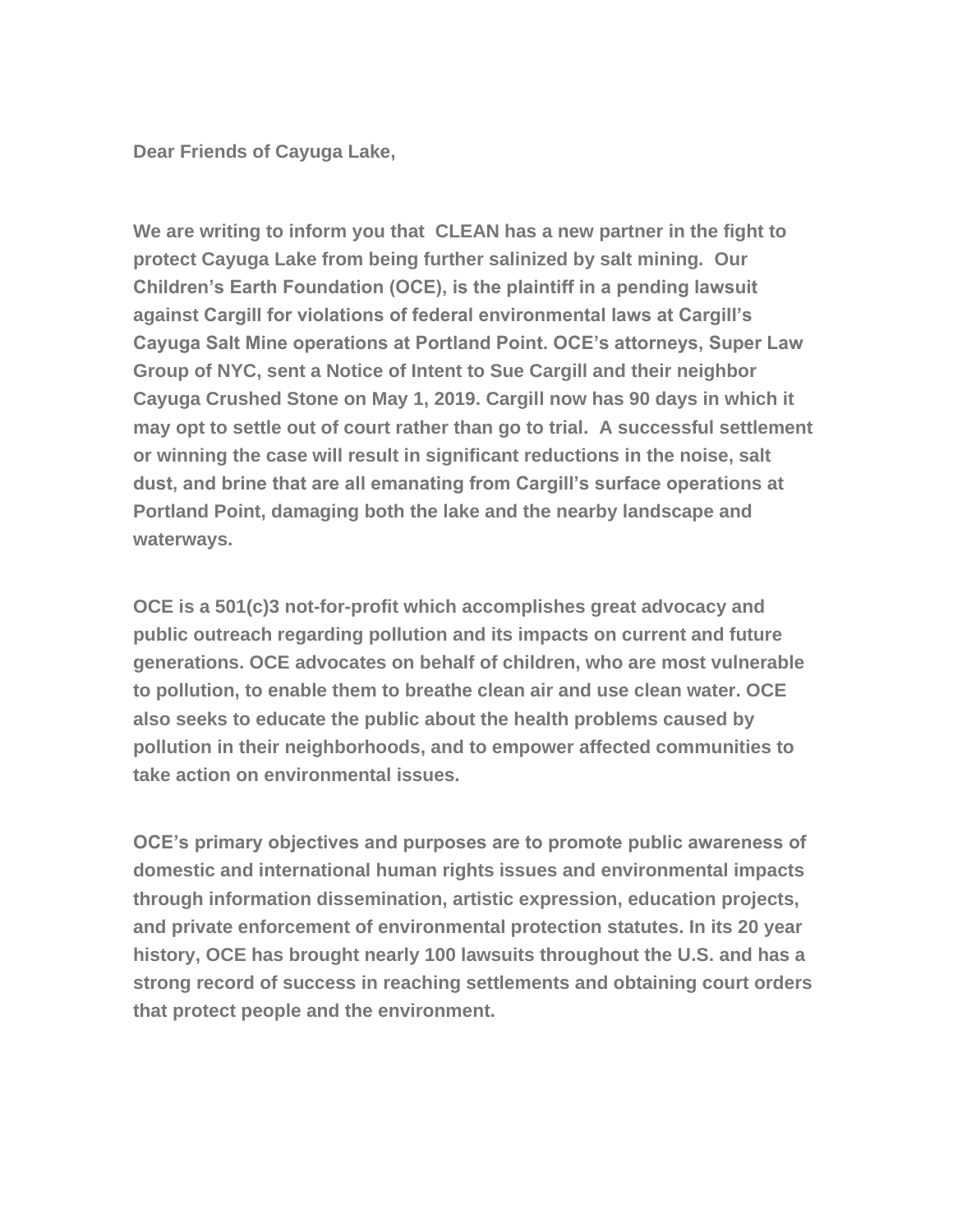**Dear Friends of Cayuga Lake,**

**We are writing to inform you that CLEAN has a new partner in the fight to protect Cayuga Lake from being further salinized by salt mining. Our Children's Earth Foundation (OCE), is the plaintiff in a pending lawsuit against Cargill for violations of federal environmental laws at Cargill's Cayuga Salt Mine operations at Portland Point. OCE's attorneys, Super Law Group of NYC, sent a Notice of Intent to Sue Cargill and their neighbor Cayuga Crushed Stone on May 1, 2019. Cargill now has 90 days in which it may opt to settle out of court rather than go to trial. A successful settlement or winning the case will result in significant reductions in the noise, salt dust, and brine that are all emanating from Cargill's surface operations at Portland Point, damaging both the lake and the nearby landscape and waterways.**

**OCE is a 501(c)3 not-for-profit which accomplishes great advocacy and public outreach regarding pollution and its impacts on current and future generations. OCE advocates on behalf of children, who are most vulnerable to pollution, to enable them to breathe clean air and use clean water. OCE also seeks to educate the public about the health problems caused by pollution in their neighborhoods, and to empower affected communities to take action on environmental issues.**

**OCE's primary objectives and purposes are to promote public awareness of domestic and international human rights issues and environmental impacts through information dissemination, artistic expression, education projects, and private enforcement of environmental protection statutes. In its 20 year history, OCE has brought nearly 100 lawsuits throughout the U.S. and has a strong record of success in reaching settlements and obtaining court orders that protect people and the environment.**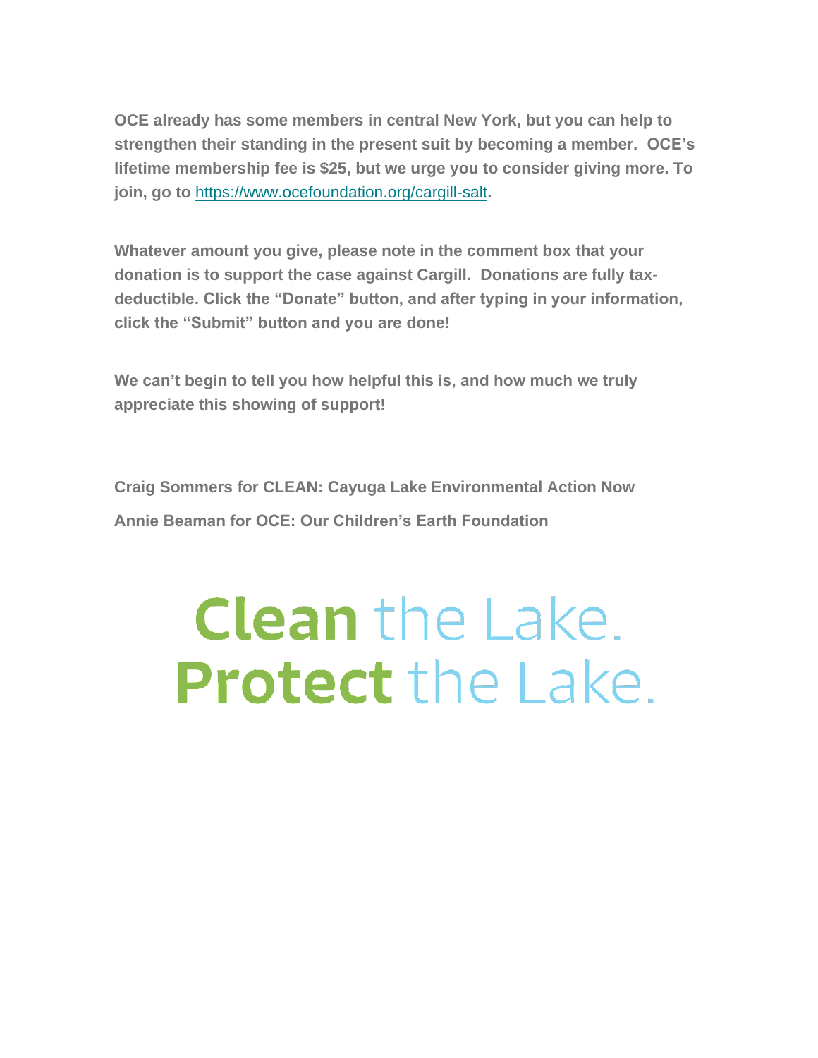**OCE already has some members in central New York, but you can help to strengthen their standing in the present suit by becoming a member. OCE's lifetime membership fee is $25, but we urge you to consider giving more. To join, go to https://www.ocefoundation.org/cargill-salt.**

**Whatever amount you give, please note in the comment box that your donation is to support the case against Cargill. Donations are fully tax-deductible. Click the "Donate" button, and after typing in your information, click the "Submit" button and you are done!**

**We can't begin to tell you how helpful this is, and how much we truly appreciate this showing of support!**

**Craig Sommers for CLEAN: Cayuga Lake Environmental Action Now**

**Annie Beaman for OCE: Our Children's Earth Foundation**

**Clean** the Lake.
**Protect** the Lake.